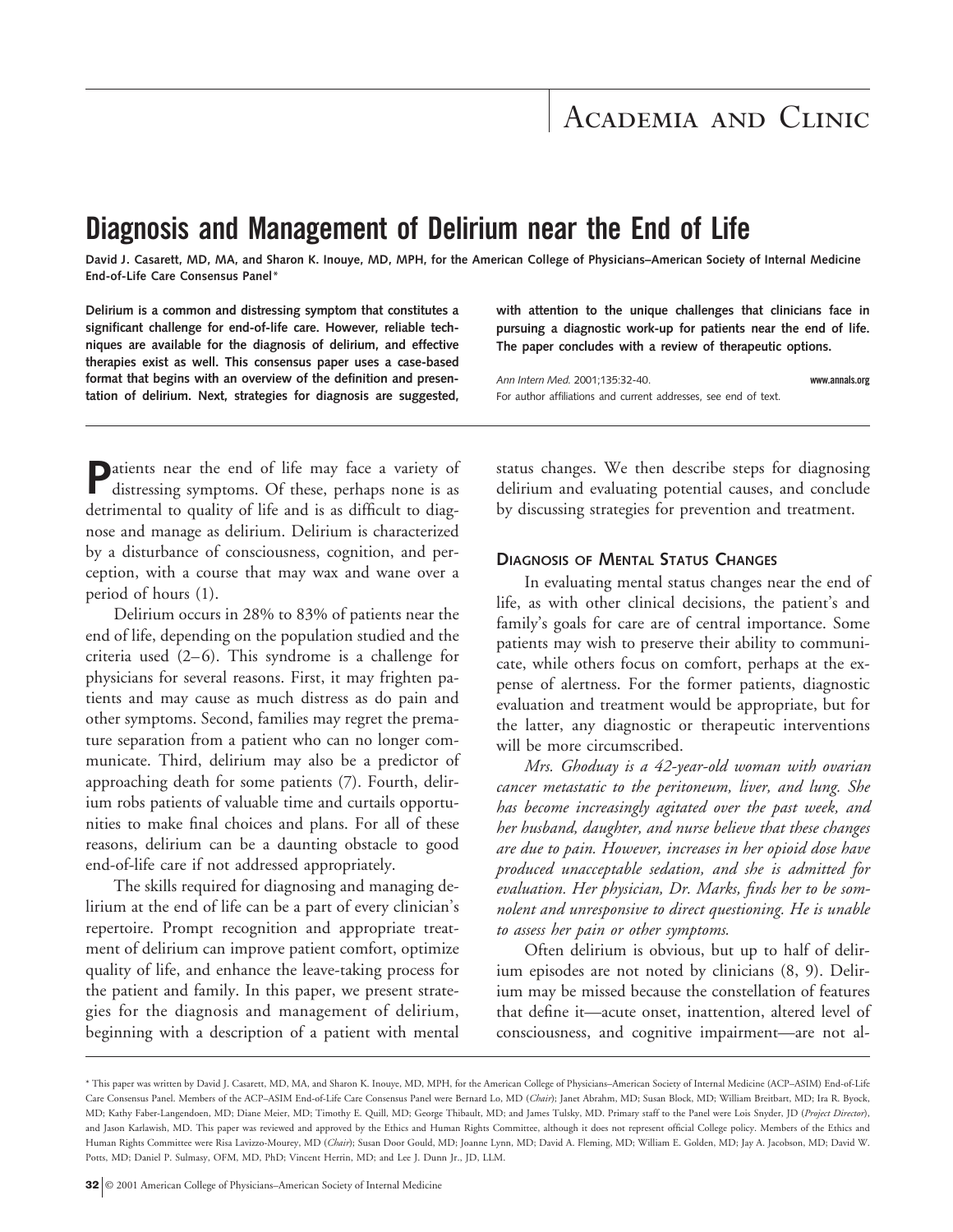# Diagnosis and Management of Delirium near the End of Life

**David J. Casarett, MD, MA, and Sharon K. Inouye, MD, MPH, for the American College of Physicians–American Society of Internal Medicine End-of-Life Care Consensus Panel***

**Delirium is a common and distressing symptom that constitutes a significant challenge for end-of-life care. However, reliable techniques are available for the diagnosis of delirium, and effective therapies exist as well. This consensus paper uses a case-based format that begins with an overview of the definition and presentation of delirium. Next, strategies for diagnosis are suggested, with attention to the unique challenges that clinicians face in pursuing a diagnostic work-up for patients near the end of life. The paper concludes with a review of therapeutic options.**

*Ann Intern Med.* 2001;135:32-40. **www.annals.org**

For author affiliations and current addresses, see end of text.

Patients near the end of life may face a variety of distressing symptoms. Of these, perhaps none is as detrimental to quality of life and is as difficult to diagnose and manage as delirium. Delirium is characterized by a disturbance of consciousness, cognition, and perception, with a course that may wax and wane over a period of hours (1).

Delirium occurs in 28% to 83% of patients near the end of life, depending on the population studied and the criteria used (2–6). This syndrome is a challenge for physicians for several reasons. First, it may frighten patients and may cause as much distress as do pain and other symptoms. Second, families may regret the premature separation from a patient who can no longer communicate. Third, delirium may also be a predictor of approaching death for some patients (7). Fourth, delirium robs patients of valuable time and curtails opportunities to make final choices and plans. For all of these reasons, delirium can be a daunting obstacle to good end-of-life care if not addressed appropriately.

The skills required for diagnosing and managing delirium at the end of life can be a part of every clinician's repertoire. Prompt recognition and appropriate treatment of delirium can improve patient comfort, optimize quality of life, and enhance the leave-taking process for the patient and family. In this paper, we present strategies for the diagnosis and management of delirium, beginning with a description of a patient with mental status changes. We then describe steps for diagnosing delirium and evaluating potential causes, and conclude by discussing strategies for prevention and treatment.

## Diagnosis of Mental Status Changes

In evaluating mental status changes near the end of life, as with other clinical decisions, the patient's and family's goals for care are of central importance. Some patients may wish to preserve their ability to communicate, while others focus on comfort, perhaps at the expense of alertness. For the former patients, diagnostic evaluation and treatment would be appropriate, but for the latter, any diagnostic or therapeutic interventions will be more circumscribed.

*Mrs. Ghoduay is a 42-year-old woman with ovarian cancer metastatic to the peritoneum, liver, and lung. She has become increasingly agitated over the past week, and her husband, daughter, and nurse believe that these changes are due to pain. However, increases in her opioid dose have produced unacceptable sedation, and she is admitted for evaluation. Her physician, Dr. Marks, finds her to be somnolent and unresponsive to direct questioning. He is unable to assess her pain or other symptoms.*

Often delirium is obvious, but up to half of delirium episodes are not noted by clinicians (8, 9). Delirium may be missed because the constellation of features that define it—acute onset, inattention, altered level of consciousness, and cognitive impairment—are not al-

\* This paper was written by David J. Casarett, MD, MA, and Sharon K. Inouye, MD, MPH, for the American College of Physicians–American Society of Internal Medicine (ACP–ASIM) End-of-Life Care Consensus Panel. Members of the ACP–ASIM End-of-Life Care Consensus Panel were Bernard Lo, MD (*Chair*); Janet Abrahm, MD; Susan Block, MD; William Breitbart, MD; Ira R. Byock, MD; Kathy Faber-Langendoen, MD; Diane Meier, MD; Timothy E. Quill, MD; George Thibault, MD; and James Tulsky, MD. Primary staff to the Panel were Lois Snyder, JD (*Project Director*), and Jason Karlawish, MD. This paper was reviewed and approved by the Ethics and Human Rights Committee, although it does not represent official College policy. Members of the Ethics and Human Rights Committee were Risa Lavizzo-Mourey, MD (*Chair*); Susan Door Gould, MD; Joanne Lynn, MD; David A. Fleming, MD; William E. Golden, MD; Jay A. Jacobson, MD; David W. Potts, MD; Daniel P. Sulmasy, OFM, MD, PhD; Vincent Herrin, MD; and Lee J. Dunn Jr., JD, LLM.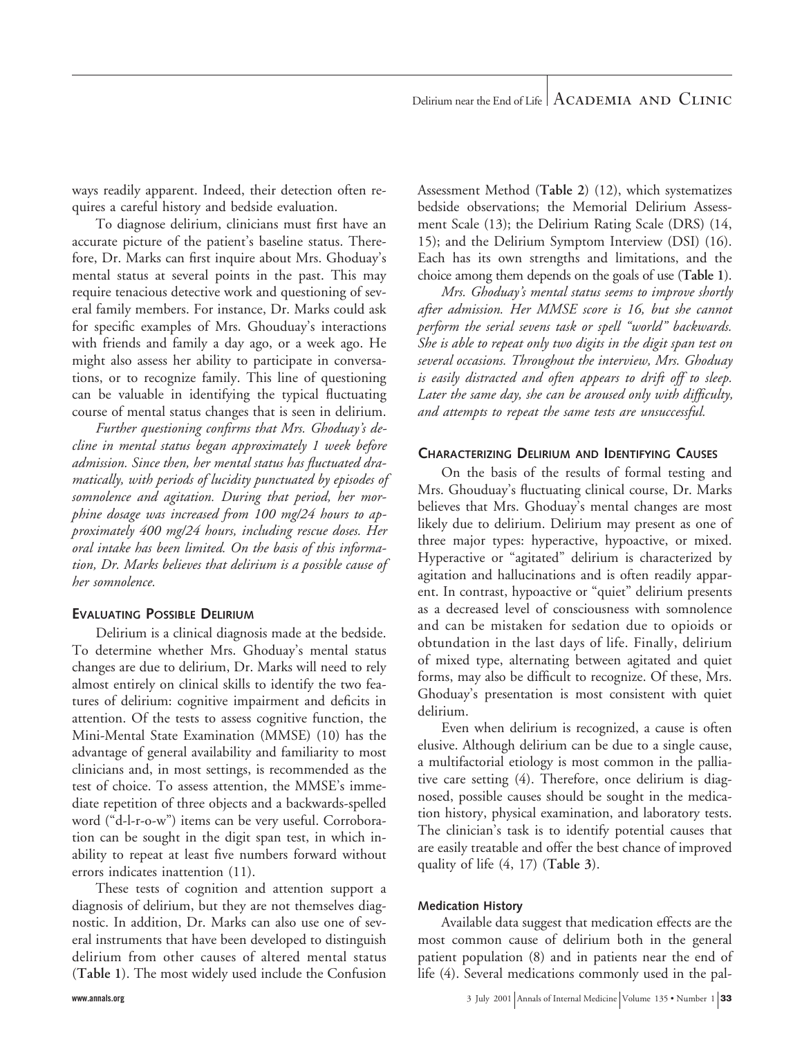ways readily apparent. Indeed, their detection often requires a careful history and bedside evaluation.

To diagnose delirium, clinicians must first have an accurate picture of the patient's baseline status. Therefore, Dr. Marks can first inquire about Mrs. Ghoduay's mental status at several points in the past. This may require tenacious detective work and questioning of several family members. For instance, Dr. Marks could ask for specific examples of Mrs. Ghouduay's interactions with friends and family a day ago, or a week ago. He might also assess her ability to participate in conversations, or to recognize family. This line of questioning can be valuable in identifying the typical fluctuating course of mental status changes that is seen in delirium.

*Further questioning confirms that Mrs. Ghoduay's decline in mental status began approximately 1 week before admission. Since then, her mental status has fluctuated dramatically, with periods of lucidity punctuated by episodes of somnolence and agitation. During that period, her morphine dosage was increased from 100 mg/24 hours to approximately 400 mg/24 hours, including rescue doses. Her oral intake has been limited. On the basis of this information, Dr. Marks believes that delirium is a possible cause of her somnolence.*

## Evaluating Possible Delirium

Delirium is a clinical diagnosis made at the bedside. To determine whether Mrs. Ghoduay's mental status changes are due to delirium, Dr. Marks will need to rely almost entirely on clinical skills to identify the two features of delirium: cognitive impairment and deficits in attention. Of the tests to assess cognitive function, the Mini-Mental State Examination (MMSE) (10) has the advantage of general availability and familiarity to most clinicians and, in most settings, is recommended as the test of choice. To assess attention, the MMSE's immediate repetition of three objects and a backwards-spelled word ("d-l-r-o-w") items can be very useful. Corroboration can be sought in the digit span test, in which inability to repeat at least five numbers forward without errors indicates inattention (11).

These tests of cognition and attention support a diagnosis of delirium, but they are not themselves diagnostic. In addition, Dr. Marks can also use one of several instruments that have been developed to distinguish delirium from other causes of altered mental status (**Table 1**). The most widely used include the Confusion Assessment Method (**Table 2**) (12), which systematizes bedside observations; the Memorial Delirium Assessment Scale (13); the Delirium Rating Scale (DRS) (14, 15); and the Delirium Symptom Interview (DSI) (16). Each has its own strengths and limitations, and the choice among them depends on the goals of use (**Table 1**).

*Mrs. Ghoduay's mental status seems to improve shortly after admission. Her MMSE score is 16, but she cannot perform the serial sevens task or spell "world" backwards. She is able to repeat only two digits in the digit span test on several occasions. Throughout the interview, Mrs. Ghoduay is easily distracted and often appears to drift off to sleep. Later the same day, she can be aroused only with difficulty, and attempts to repeat the same tests are unsuccessful.*

## Characterizing Delirium and Identifying Causes

On the basis of the results of formal testing and Mrs. Ghouduay's fluctuating clinical course, Dr. Marks believes that Mrs. Ghoduay's mental changes are most likely due to delirium. Delirium may present as one of three major types: hyperactive, hypoactive, or mixed. Hyperactive or "agitated" delirium is characterized by agitation and hallucinations and is often readily apparent. In contrast, hypoactive or "quiet" delirium presents as a decreased level of consciousness with somnolence and can be mistaken for sedation due to opioids or obtundation in the last days of life. Finally, delirium of mixed type, alternating between agitated and quiet forms, may also be difficult to recognize. Of these, Mrs. Ghoduay's presentation is most consistent with quiet delirium.

Even when delirium is recognized, a cause is often elusive. Although delirium can be due to a single cause, a multifactorial etiology is most common in the palliative care setting (4). Therefore, once delirium is diagnosed, possible causes should be sought in the medication history, physical examination, and laboratory tests. The clinician's task is to identify potential causes that are easily treatable and offer the best chance of improved quality of life (4, 17) (**Table 3**).

### Medication History

Available data suggest that medication effects are the most common cause of delirium both in the general patient population (8) and in patients near the end of life (4). Several medications commonly used in the pal-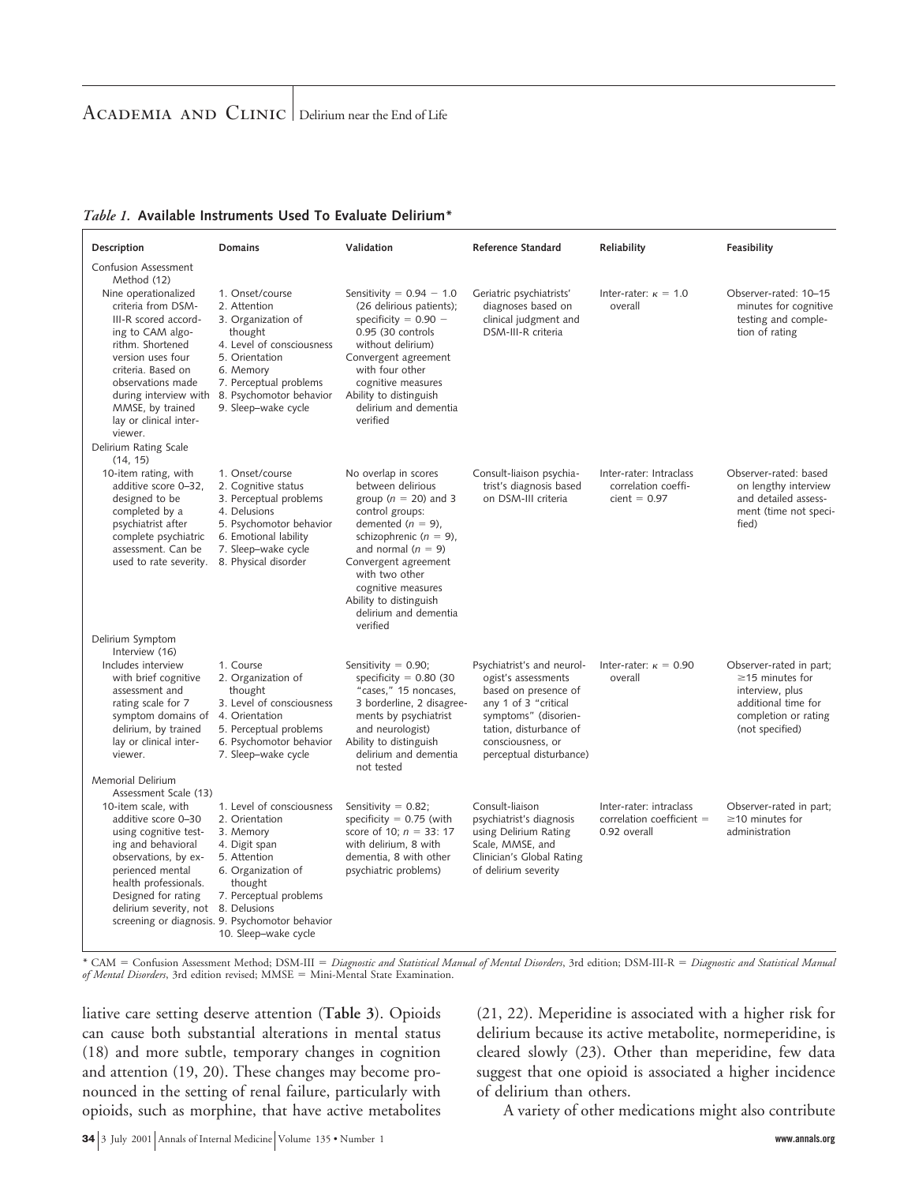*Table 1.* **Available Instruments Used To Evaluate Delirium***

| Description | Domains | Validation | Reference Standard | Reliability | Feasibility |
|---|---|---|---|---|---|
| Confusion Assessment Method (12)<br>Nine operationalized criteria from DSM-III-R scored according to CAM algorithm. Shortened version uses four criteria. Based on observations made during interview with MMSE, by trained lay or clinical interviewer. | 1. Onset/course<br>2. Attention<br>3. Organization of thought<br>4. Level of consciousness<br>5. Orientation<br>6. Memory<br>7. Perceptual problems<br>8. Psychomotor behavior<br>9. Sleep–wake cycle | Sensitivity = 0.94 − 1.0 (26 delirious patients); specificity = 0.90 − 0.95 (30 controls without delirium)<br>Convergent agreement with four other cognitive measures<br>Ability to distinguish delirium and dementia verified | Geriatric psychiatrists' diagnoses based on clinical judgment and DSM-III-R criteria | Inter-rater: $\kappa = 1.0$ overall | Observer-rated: 10–15 minutes for cognitive testing and completion of rating |
| Delirium Rating Scale (14, 15)<br>10-item rating, with additive score 0–32, designed to be completed by a psychiatrist after complete psychiatric assessment. Can be used to rate severity. | 1. Onset/course<br>2. Cognitive status<br>3. Perceptual problems<br>4. Delusions<br>5. Psychomotor behavior<br>6. Emotional lability<br>7. Sleep–wake cycle<br>8. Physical disorder | No overlap in scores between delirious group ($n = 20$) and 3 control groups: demented ($n = 9$), schizophrenic ($n = 9$), and normal ($n = 9$)<br>Convergent agreement with two other cognitive measures<br>Ability to distinguish delirium and dementia verified | Consult-liaison psychiatrist's diagnosis based on DSM-III criteria | Inter-rater: Intraclass correlation coefficient = 0.97 | Observer-rated: based on lengthy interview and detailed assessment (time not specified) |
| Delirium Symptom Interview (16)<br>Includes interview with brief cognitive assessment and rating scale for 7 symptom domains of delirium, by trained lay or clinical interviewer. | 1. Course<br>2. Organization of thought<br>3. Level of consciousness<br>4. Orientation<br>5. Perceptual problems<br>6. Psychomotor behavior<br>7. Sleep–wake cycle | Sensitivity = 0.90; specificity = 0.80 (30 "cases," 15 noncases, 3 borderline, 2 disagreements by psychiatrist and neurologist)<br>Ability to distinguish delirium and dementia not tested | Psychiatrist's and neurologist's assessments based on presence of any 1 of 3 "critical symptoms" (disorientation, disturbance of consciousness, or perceptual disturbance) | Inter-rater: $\kappa = 0.90$ overall | Observer-rated in part; ≥15 minutes for interview, plus additional time for completion or rating (not specified) |
| Memorial Delirium Assessment Scale (13)<br>10-item scale, with additive score 0–30 using cognitive testing and behavioral observations, by experienced mental health professionals. Designed for rating delirium severity, not screening or diagnosis. | 1. Level of consciousness<br>2. Orientation<br>3. Memory<br>4. Digit span<br>5. Attention<br>6. Organization of thought<br>7. Perceptual problems<br>8. Delusions<br>9. Psychomotor behavior<br>10. Sleep–wake cycle | Sensitivity = 0.82; specificity = 0.75 (with score of 10; $n = 33$: 17 with delirium, 8 with dementia, 8 with other psychiatric problems) | Consult-liaison psychiatrist's diagnosis using Delirium Rating Scale, MMSE, and Clinician's Global Rating of delirium severity | Inter-rater: intraclass correlation coefficient = 0.92 overall | Observer-rated in part; ≥10 minutes for administration |

\* CAM = Confusion Assessment Method; DSM-III = *Diagnostic and Statistical Manual of Mental Disorders*, 3rd edition; DSM-III-R = *Diagnostic and Statistical Manual of Mental Disorders*, 3rd edition revised; MMSE = Mini-Mental State Examination.

liative care setting deserve attention (**Table 3**). Opioids can cause both substantial alterations in mental status (18) and more subtle, temporary changes in cognition and attention (19, 20). These changes may become pronounced in the setting of renal failure, particularly with opioids, such as morphine, that have active metabolites (21, 22). Meperidine is associated with a higher risk for delirium because its active metabolite, normeperidine, is cleared slowly (23). Other than meperidine, few data suggest that one opioid is associated a higher incidence of delirium than others.

A variety of other medications might also contribute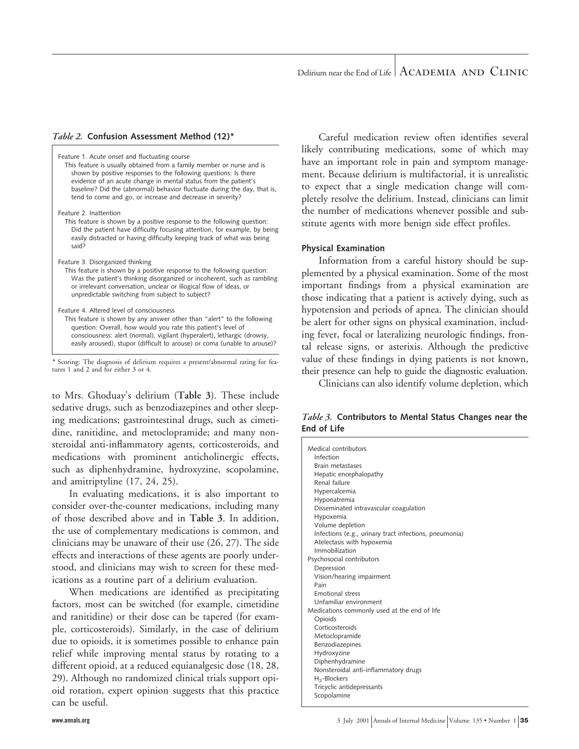*Table 2.* **Confusion Assessment Method (12)***

Feature 1. Acute onset and fluctuating course
This feature is usually obtained from a family member or nurse and is shown by positive responses to the following questions: Is there evidence of an acute change in mental status from the patient's baseline? Did the (abnormal) behavior fluctuate during the day, that is, tend to come and go, or increase and decrease in severity?

Feature 2. Inattention
This feature is shown by a positive response to the following question: Did the patient have difficulty focusing attention, for example, by being easily distracted or having difficulty keeping track of what was being said?

Feature 3. Disorganized thinking
This feature is shown by a positive response to the following question: Was the patient's thinking disorganized or incoherent, such as rambling or irrelevant conversation, unclear or illogical flow of ideas, or unpredictable switching from subject to subject?

Feature 4. Altered level of consciousness
This feature is shown by any answer other than "alert" to the following question: Overall, how would you rate this patient's level of consciousness: alert (normal), vigilant (hyperalert), lethargic (drowsy, easily aroused), stupor (difficult to arouse) or coma (unable to arouse)?

* Scoring: The diagnosis of delirium requires a present/abnormal rating for features 1 and 2 and for either 3 or 4.

to Mrs. Ghoduay's delirium (**Table 3**). These include sedative drugs, such as benzodiazepines and other sleeping medications; gastrointestinal drugs, such as cimetidine, ranitidine, and metoclopramide; and many nonsteroidal anti-inflammatory agents, corticosteroids, and medications with prominent anticholinergic effects, such as diphenhydramine, hydroxyzine, scopolamine, and amitriptyline (17, 24, 25).

In evaluating medications, it is also important to consider over-the-counter medications, including many of those described above and in **Table 3**. In addition, the use of complementary medications is common, and clinicians may be unaware of their use (26, 27). The side effects and interactions of these agents are poorly understood, and clinicians may wish to screen for these medications as a routine part of a delirium evaluation.

When medications are identified as precipitating factors, most can be switched (for example, cimetidine and ranitidine) or their dose can be tapered (for example, corticosteroids). Similarly, in the case of delirium due to opioids, it is sometimes possible to enhance pain relief while improving mental status by rotating to a different opioid, at a reduced equianalgesic dose (18, 28, 29). Although no randomized clinical trials support opioid rotation, expert opinion suggests that this practice can be useful.

Careful medication review often identifies several likely contributing medications, some of which may have an important role in pain and symptom management. Because delirium is multifactorial, it is unrealistic to expect that a single medication change will completely resolve the delirium. Instead, clinicians can limit the number of medications whenever possible and substitute agents with more benign side effect profiles.

#### Physical Examination

Information from a careful history should be supplemented by a physical examination. Some of the most important findings from a physical examination are those indicating that a patient is actively dying, such as hypotension and periods of apnea. The clinician should be alert for other signs on physical examination, including fever, focal or lateralizing neurologic findings, frontal release signs, or asterixis. Although the predictive value of these findings in dying patients is not known, their presence can help to guide the diagnostic evaluation.

Clinicians can also identify volume depletion, which

*Table 3.* **Contributors to Mental Status Changes near the End of Life**

- Medical contributors
  - Infection
  - Brain metastases
  - Hepatic encephalopathy
  - Renal failure
  - Hypercalcemia
  - Hyponatremia
  - Disseminated intravascular coagulation
  - Hypoxemia
  - Volume depletion
  - Infections (e.g., urinary tract infections, pneumonia)
  - Atelectasis with hypoxemia
  - Immobilization
- Psychosocial contributors
  - Depression
  - Vision/hearing impairment
  - Pain
  - Emotional stress
  - Unfamiliar environment
- Medications commonly used at the end of life
  - Opioids
  - Corticosteroids
  - Metoclopramide
  - Benzodiazepines
  - Hydroxyzine
  - Diphenhydramine
  - Nonsteroidal anti-inflammatory drugs
  - $H_2$-Blockers
  - Tricyclic antidepressants
  - Scopolamine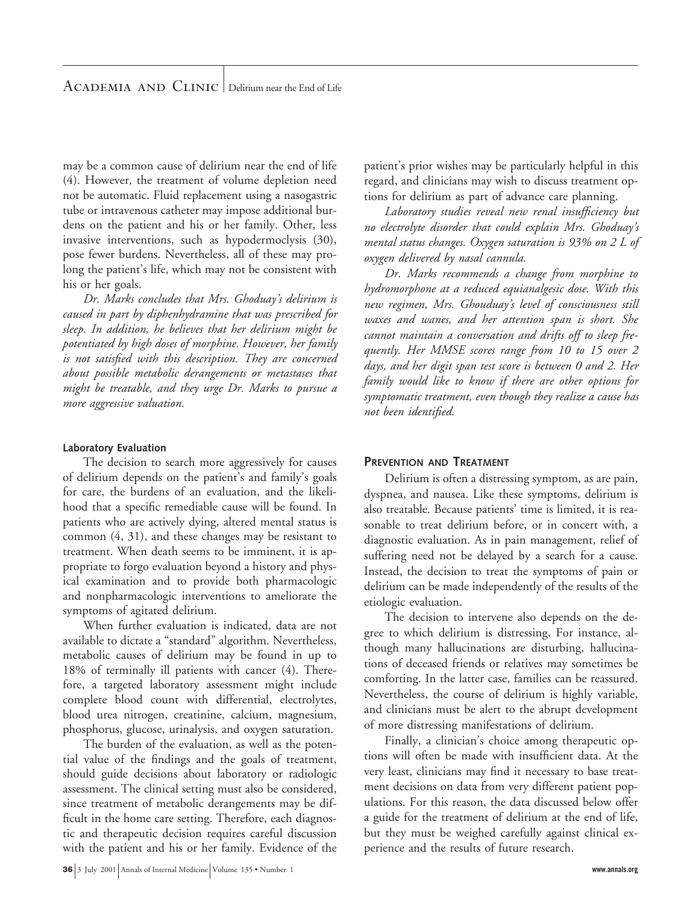may be a common cause of delirium near the end of life (4). However, the treatment of volume depletion need not be automatic. Fluid replacement using a nasogastric tube or intravenous catheter may impose additional burdens on the patient and his or her family. Other, less invasive interventions, such as hypodermoclysis (30), pose fewer burdens. Nevertheless, all of these may prolong the patient's life, which may not be consistent with his or her goals.

*Dr. Marks concludes that Mrs. Ghoduay's delirium is caused in part by diphenhydramine that was prescribed for sleep. In addition, he believes that her delirium might be potentiated by high doses of morphine. However, her family is not satisfied with this description. They are concerned about possible metabolic derangements or metastases that might be treatable, and they urge Dr. Marks to pursue a more aggressive valuation.*

### Laboratory Evaluation

The decision to search more aggressively for causes of delirium depends on the patient's and family's goals for care, the burdens of an evaluation, and the likelihood that a specific remediable cause will be found. In patients who are actively dying, altered mental status is common (4, 31), and these changes may be resistant to treatment. When death seems to be imminent, it is appropriate to forgo evaluation beyond a history and physical examination and to provide both pharmacologic and nonpharmacologic interventions to ameliorate the symptoms of agitated delirium.

When further evaluation is indicated, data are not available to dictate a "standard" algorithm. Nevertheless, metabolic causes of delirium may be found in up to 18% of terminally ill patients with cancer (4). Therefore, a targeted laboratory assessment might include complete blood count with differential, electrolytes, blood urea nitrogen, creatinine, calcium, magnesium, phosphorus, glucose, urinalysis, and oxygen saturation.

The burden of the evaluation, as well as the potential value of the findings and the goals of treatment, should guide decisions about laboratory or radiologic assessment. The clinical setting must also be considered, since treatment of metabolic derangements may be difficult in the home care setting. Therefore, each diagnostic and therapeutic decision requires careful discussion with the patient and his or her family. Evidence of the patient's prior wishes may be particularly helpful in this regard, and clinicians may wish to discuss treatment options for delirium as part of advance care planning.

*Laboratory studies reveal new renal insufficiency but no electrolyte disorder that could explain Mrs. Ghoduay's mental status changes. Oxygen saturation is 93% on 2 L of oxygen delivered by nasal cannula.*

*Dr. Marks recommends a change from morphine to hydromorphone at a reduced equianalgesic dose. With this new regimen, Mrs. Ghouduay's level of consciousness still waxes and wanes, and her attention span is short. She cannot maintain a conversation and drifts off to sleep frequently. Her MMSE scores range from 10 to 15 over 2 days, and her digit span test score is between 0 and 2. Her family would like to know if there are other options for symptomatic treatment, even though they realize a cause has not been identified.*

## Prevention and Treatment

Delirium is often a distressing symptom, as are pain, dyspnea, and nausea. Like these symptoms, delirium is also treatable. Because patients' time is limited, it is reasonable to treat delirium before, or in concert with, a diagnostic evaluation. As in pain management, relief of suffering need not be delayed by a search for a cause. Instead, the decision to treat the symptoms of pain or delirium can be made independently of the results of the etiologic evaluation.

The decision to intervene also depends on the degree to which delirium is distressing. For instance, although many hallucinations are disturbing, hallucinations of deceased friends or relatives may sometimes be comforting. In the latter case, families can be reassured. Nevertheless, the course of delirium is highly variable, and clinicians must be alert to the abrupt development of more distressing manifestations of delirium.

Finally, a clinician's choice among therapeutic options will often be made with insufficient data. At the very least, clinicians may find it necessary to base treatment decisions on data from very different patient populations. For this reason, the data discussed below offer a guide for the treatment of delirium at the end of life, but they must be weighed carefully against clinical experience and the results of future research.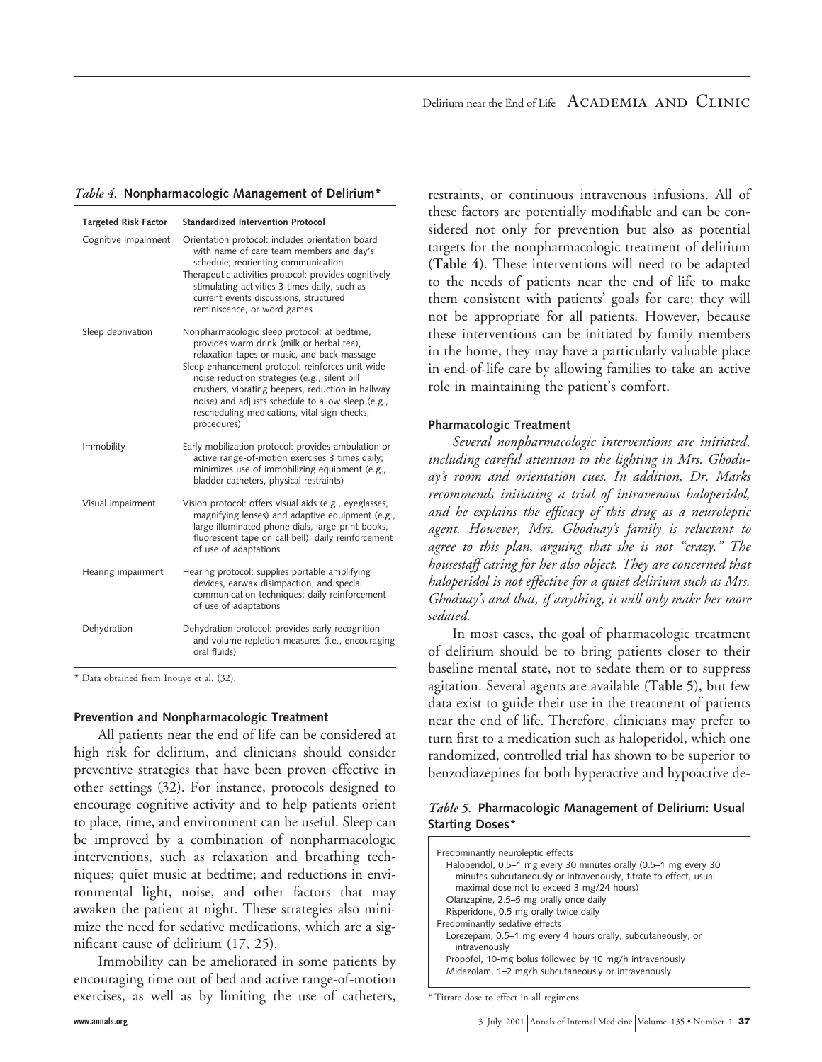*Table 4.* **Nonpharmacologic Management of Delirium***

| Targeted Risk Factor | Standardized Intervention Protocol |
|---|---|
| Cognitive impairment | Orientation protocol: includes orientation board with name of care team members and day's schedule; reorienting communication<br>Therapeutic activities protocol: provides cognitively stimulating activities 3 times daily, such as current events discussions, structured reminiscence, or word games |
| Sleep deprivation | Nonpharmacologic sleep protocol: at bedtime, provides warm drink (milk or herbal tea), relaxation tapes or music, and back massage<br>Sleep enhancement protocol: reinforces unit-wide noise reduction strategies (e.g., silent pill crushers, vibrating beepers, reduction in hallway noise) and adjusts schedule to allow sleep (e.g., rescheduling medications, vital sign checks, procedures) |
| Immobility | Early mobilization protocol: provides ambulation or active range-of-motion exercises 3 times daily; minimizes use of immobilizing equipment (e.g., bladder catheters, physical restraints) |
| Visual impairment | Vision protocol: offers visual aids (e.g., eyeglasses, magnifying lenses) and adaptive equipment (e.g., large illuminated phone dials, large-print books, fluorescent tape on call bell); daily reinforcement of use of adaptations |
| Hearing impairment | Hearing protocol: supplies portable amplifying devices, earwax disimpaction, and special communication techniques; daily reinforcement of use of adaptations |
| Dehydration | Dehydration protocol: provides early recognition and volume repletion measures (i.e., encouraging oral fluids) |

\* Data obtained from Inouye et al. (32).

### Prevention and Nonpharmacologic Treatment

All patients near the end of life can be considered at high risk for delirium, and clinicians should consider preventive strategies that have been proven effective in other settings (32). For instance, protocols designed to encourage cognitive activity and to help patients orient to place, time, and environment can be useful. Sleep can be improved by a combination of nonpharmacologic interventions, such as relaxation and breathing techniques; quiet music at bedtime; and reductions in environmental light, noise, and other factors that may awaken the patient at night. These strategies also minimize the need for sedative medications, which are a significant cause of delirium (17, 25).

Immobility can be ameliorated in some patients by encouraging time out of bed and active range-of-motion exercises, as well as by limiting the use of catheters, restraints, or continuous intravenous infusions. All of these factors are potentially modifiable and can be considered not only for prevention but also as potential targets for the nonpharmacologic treatment of delirium (**Table 4**). These interventions will need to be adapted to the needs of patients near the end of life to make them consistent with patients' goals for care; they will not be appropriate for all patients. However, because these interventions can be initiated by family members in the home, they may have a particularly valuable place in end-of-life care by allowing families to take an active role in maintaining the patient's comfort.

### Pharmacologic Treatment

*Several nonpharmacologic interventions are initiated, including careful attention to the lighting in Mrs. Ghoduay's room and orientation cues. In addition, Dr. Marks recommends initiating a trial of intravenous haloperidol, and he explains the efficacy of this drug as a neuroleptic agent. However, Mrs. Ghoduay's family is reluctant to agree to this plan, arguing that she is not "crazy." The housestaff caring for her also object. They are concerned that haloperidol is not effective for a quiet delirium such as Mrs. Ghoduay's and that, if anything, it will only make her more sedated.*

In most cases, the goal of pharmacologic treatment of delirium should be to bring patients closer to their baseline mental state, not to sedate them or to suppress agitation. Several agents are available (**Table 5**), but few data exist to guide their use in the treatment of patients near the end of life. Therefore, clinicians may prefer to turn first to a medication such as haloperidol, which one randomized, controlled trial has shown to be superior to benzodiazepines for both hyperactive and hypoactive de-

*Table 5.* **Pharmacologic Management of Delirium: Usual Starting Doses***

| |
|---|
| Predominantly neuroleptic effects |
| Haloperidol, 0.5–1 mg every 30 minutes orally (0.5–1 mg every 30 minutes subcutaneously or intravenously, titrate to effect, usual maximal dose not to exceed 3 mg/24 hours) |
| Olanzapine, 2.5–5 mg orally once daily |
| Risperidone, 0.5 mg orally twice daily |
| Predominantly sedative effects |
| Lorezepam, 0.5–1 mg every 4 hours orally, subcutaneously, or intravenously |
| Propofol, 10-mg bolus followed by 10 mg/h intravenously |
| Midazolam, 1–2 mg/h subcutaneously or intravenously |

\* Titrate dose to effect in all regimens.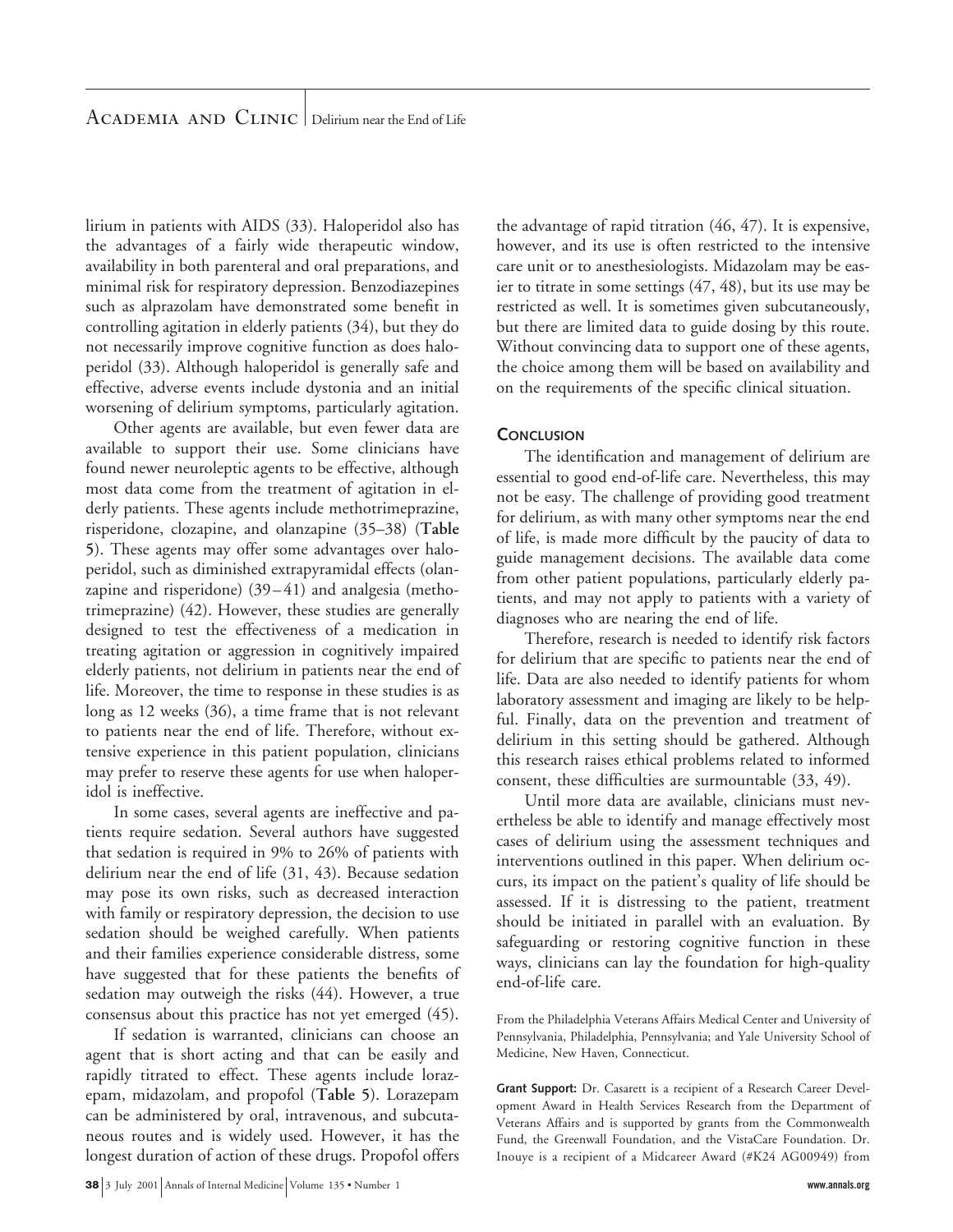lirium in patients with AIDS (33). Haloperidol also has the advantages of a fairly wide therapeutic window, availability in both parenteral and oral preparations, and minimal risk for respiratory depression. Benzodiazepines such as alprazolam have demonstrated some benefit in controlling agitation in elderly patients (34), but they do not necessarily improve cognitive function as does haloperidol (33). Although haloperidol is generally safe and effective, adverse events include dystonia and an initial worsening of delirium symptoms, particularly agitation.

Other agents are available, but even fewer data are available to support their use. Some clinicians have found newer neuroleptic agents to be effective, although most data come from the treatment of agitation in elderly patients. These agents include methotrimeprazine, risperidone, clozapine, and olanzapine (35–38) (**Table 5**). These agents may offer some advantages over haloperidol, such as diminished extrapyramidal effects (olanzapine and risperidone) (39–41) and analgesia (methotrimeprazine) (42). However, these studies are generally designed to test the effectiveness of a medication in treating agitation or aggression in cognitively impaired elderly patients, not delirium in patients near the end of life. Moreover, the time to response in these studies is as long as 12 weeks (36), a time frame that is not relevant to patients near the end of life. Therefore, without extensive experience in this patient population, clinicians may prefer to reserve these agents for use when haloperidol is ineffective.

In some cases, several agents are ineffective and patients require sedation. Several authors have suggested that sedation is required in 9% to 26% of patients with delirium near the end of life (31, 43). Because sedation may pose its own risks, such as decreased interaction with family or respiratory depression, the decision to use sedation should be weighed carefully. When patients and their families experience considerable distress, some have suggested that for these patients the benefits of sedation may outweigh the risks (44). However, a true consensus about this practice has not yet emerged (45).

If sedation is warranted, clinicians can choose an agent that is short acting and that can be easily and rapidly titrated to effect. These agents include lorazepam, midazolam, and propofol (**Table 5**). Lorazepam can be administered by oral, intravenous, and subcutaneous routes and is widely used. However, it has the longest duration of action of these drugs. Propofol offers the advantage of rapid titration (46, 47). It is expensive, however, and its use is often restricted to the intensive care unit or to anesthesiologists. Midazolam may be easier to titrate in some settings (47, 48), but its use may be restricted as well. It is sometimes given subcutaneously, but there are limited data to guide dosing by this route. Without convincing data to support one of these agents, the choice among them will be based on availability and on the requirements of the specific clinical situation.

## CONCLUSION

The identification and management of delirium are essential to good end-of-life care. Nevertheless, this may not be easy. The challenge of providing good treatment for delirium, as with many other symptoms near the end of life, is made more difficult by the paucity of data to guide management decisions. The available data come from other patient populations, particularly elderly patients, and may not apply to patients with a variety of diagnoses who are nearing the end of life.

Therefore, research is needed to identify risk factors for delirium that are specific to patients near the end of life. Data are also needed to identify patients for whom laboratory assessment and imaging are likely to be helpful. Finally, data on the prevention and treatment of delirium in this setting should be gathered. Although this research raises ethical problems related to informed consent, these difficulties are surmountable (33, 49).

Until more data are available, clinicians must nevertheless be able to identify and manage effectively most cases of delirium using the assessment techniques and interventions outlined in this paper. When delirium occurs, its impact on the patient's quality of life should be assessed. If it is distressing to the patient, treatment should be initiated in parallel with an evaluation. By safeguarding or restoring cognitive function in these ways, clinicians can lay the foundation for high-quality end-of-life care.

From the Philadelphia Veterans Affairs Medical Center and University of Pennsylvania, Philadelphia, Pennsylvania; and Yale University School of Medicine, New Haven, Connecticut.

**Grant Support:** Dr. Casarett is a recipient of a Research Career Development Award in Health Services Research from the Department of Veterans Affairs and is supported by grants from the Commonwealth Fund, the Greenwall Foundation, and the VistaCare Foundation. Dr. Inouye is a recipient of a Midcareer Award (#K24 AG00949) from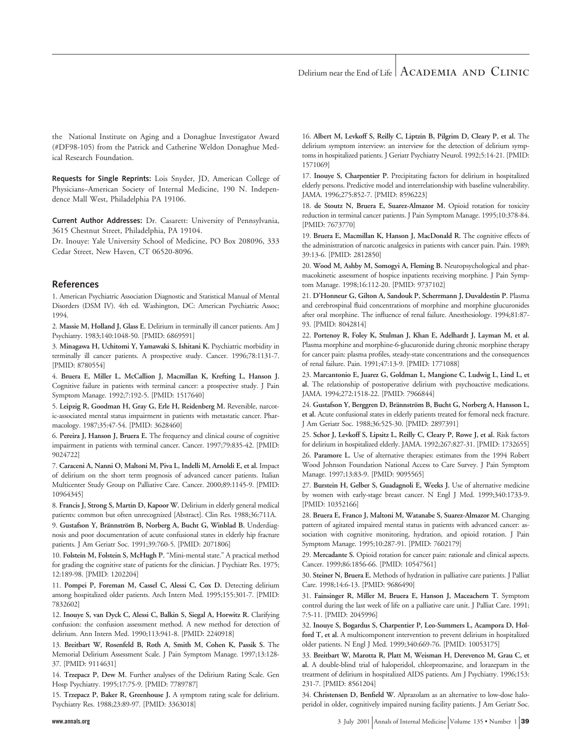the National Institute on Aging and a Donaghue Investigator Award (#DF98-105) from the Patrick and Catherine Weldon Donaghue Medical Research Foundation.

**Requests for Single Reprints:** Lois Snyder, JD, American College of Physicians–American Society of Internal Medicine, 190 N. Independence Mall West, Philadelphia PA 19106.

**Current Author Addresses:** Dr. Casarett: University of Pennsylvania, 3615 Chestnut Street, Philadelphia, PA 19104.

Dr. Inouye: Yale University School of Medicine, PO Box 208096, 333 Cedar Street, New Haven, CT 06520-8096.

## References

1. American Psychiatric Association Diagnostic and Statistical Manual of Mental Disorders (DSM IV). 4th ed. Washington, DC: American Psychiatric Assoc; 1994.

2. **Massie M, Holland J, Glass E.** Delirium in terminally ill cancer patients. Am J Psychiatry. 1983;140:1048-50. [PMID: 6869591]

3. **Minagawa H, Uchitomi Y, Yamawaki S, Ishitani K.** Psychiatric morbidity in terminally ill cancer patients. A prospective study. Cancer. 1996;78:1131-7. [PMID: 8780554]

4. **Bruera E, Miller L, McCallion J, Macmillan K, Krefting L, Hanson J.** Cognitive failure in patients with terminal cancer: a prospective study. J Pain Symptom Manage. 1992;7:192-5. [PMID: 1517640]

5. **Leipzig R, Goodman H, Gray G, Erle H, Reidenberg M.** Reversible, narcotic-associated mental status impairment in patients with metastatic cancer. Pharmacology. 1987;35:47-54. [PMID: 3628460]

6. **Pereira J, Hanson J, Bruera E.** The frequency and clinical course of cognitive impairment in patients with terminal cancer. Cancer. 1997;79:835-42. [PMID: 9024722]

7. **Caraceni A, Nanni O, Maltoni M, Piva L, Indelli M, Arnoldi E, et al.** Impact of delirium on the short term prognosis of advanced cancer patients. Italian Multicenter Study Group on Palliative Care. Cancer. 2000;89:1145-9. [PMID: 10964345]

8. **Francis J, Strong S, Martin D, Kapoor W.** Delirium in elderly general medical patients: common but often unrecognized [Abstract]. Clin Res. 1988;36:711A.

9. **Gustafson Y, Brännström B, Norberg A, Bucht G, Winblad B.** Underdiagnosis and poor documentation of acute confusional states in elderly hip fracture patients. J Am Geriatr Soc. 1991;39:760-5. [PMID: 2071806]

10. **Folstein M, Folstein S, McHugh P.** "Mini-mental state." A practical method for grading the cognitive state of patients for the clinician. J Psychiatr Res. 1975; 12:189-98. [PMID: 1202204]

11. **Pompei P, Foreman M, Cassel C, Alessi C, Cox D.** Detecting delirium among hospitalized older patients. Arch Intern Med. 1995;155:301-7. [PMID: 7832602]

12. **Inouye S, van Dyck C, Alessi C, Balkin S, Siegal A, Horwitz R.** Clarifying confusion: the confusion assessment method. A new method for detection of delirium. Ann Intern Med. 1990;113:941-8. [PMID: 2240918]

13. **Breitbart W, Rosenfeld B, Roth A, Smith M, Cohen K, Passik S.** The Memorial Delirium Assessment Scale. J Pain Symptom Manage. 1997;13:128-37. [PMID: 9114631]

14. **Trzepacz P, Dew M.** Further analyses of the Delirium Rating Scale. Gen Hosp Psychiatry. 1995;17:75-9. [PMID: 7789787]

15. **Trzepacz P, Baker R, Greenhouse J.** A symptom rating scale for delirium. Psychiatry Res. 1988;23:89-97. [PMID: 3363018]

16. **Albert M, Levkoff S, Reilly C, Liptzin B, Pilgrim D, Cleary P, et al.** The delirium symptom interview: an interview for the detection of delirium symptoms in hospitalized patients. J Geriatr Psychiatry Neurol. 1992;5:14-21. [PMID: 1571069]

17. **Inouye S, Charpentier P.** Precipitating factors for delirium in hospitalized elderly persons. Predictive model and interrelationship with baseline vulnerability. JAMA. 1996;275:852-7. [PMID: 8596223]

18. **de Stoutz N, Bruera E, Suarez-Almazor M.** Opioid rotation for toxicity reduction in terminal cancer patients. J Pain Symptom Manage. 1995;10:378-84. [PMID: 7673770]

19. **Bruera E, Macmillan K, Hanson J, MacDonald R.** The cognitive effects of the administration of narcotic analgesics in patients with cancer pain. Pain. 1989; 39:13-6. [PMID: 2812850]

20. **Wood M, Ashby M, Somogyi A, Fleming B.** Neuropsychological and pharmacokinetic assessment of hospice inpatients receiving morphine. J Pain Symptom Manage. 1998;16:112-20. [PMID: 9737102]

21. **D'Honneur G, Gilton A, Sandouk P, Scherrmann J, Duvaldestin P.** Plasma and cerebrospinal fluid concentrations of morphine and morphine glucuronides after oral morphine. The influence of renal failure. Anesthesiology. 1994;81:87-93. [PMID: 8042814]

22. **Portenoy R, Foley K, Stulman J, Khan E, Adelhardt J, Layman M, et al.** Plasma morphine and morphine-6-glucuronide during chronic morphine therapy for cancer pain: plasma profiles, steady-state concentrations and the consequences of renal failure. Pain. 1991;47:13-9. [PMID: 1771088]

23. **Marcantonio E, Juarez G, Goldman L, Mangione C, Ludwig L, Lind L, et al.** The relationship of postoperative delirium with psychoactive medications. JAMA. 1994;272:1518-22. [PMID: 7966844]

24. **Gustafson Y, Berggren D, Brännström B, Bucht G, Norberg A, Hansson L, et al.** Acute confusional states in elderly patients treated for femoral neck fracture. J Am Geriatr Soc. 1988;36:525-30. [PMID: 2897391]

25. **Schor J, Levkoff S, Lipsitz L, Reilly C, Cleary P, Rowe J, et al.** Risk factors for delirium in hospitalized elderly. JAMA. 1992;267:827-31. [PMID: 1732655]

26. **Paramore L.** Use of alternative therapies: estimates from the 1994 Robert Wood Johnson Foundation National Access to Care Survey. J Pain Symptom Manage. 1997;13:83-9. [PMID: 9095565]

27. **Burstein H, Gelber S, Guadagnoli E, Weeks J.** Use of alternative medicine by women with early-stage breast cancer. N Engl J Med. 1999;340:1733-9. [PMID: 10352166]

28. **Bruera E, Franco J, Maltoni M, Watanabe S, Suarez-Almazor M.** Changing pattern of agitated impaired mental status in patients with advanced cancer: association with cognitive monitoring, hydration, and opioid rotation. J Pain Symptom Manage. 1995;10:287-91. [PMID: 7602179]

29. **Mercadante S.** Opioid rotation for cancer pain: rationale and clinical aspects. Cancer. 1999;86:1856-66. [PMID: 10547561]

30. **Steiner N, Bruera E.** Methods of hydration in palliative care patients. J Palliat Care. 1998;14:6-13. [PMID: 9686490]

31. **Fainsinger R, Miller M, Bruera E, Hanson J, Maceachern T.** Symptom control during the last week of life on a palliative care unit. J Palliat Care. 1991; 7:5-11. [PMID: 2045996]

32. **Inouye S, Bogardus S, Charpentier P, Leo-Summers L, Acampora D, Holford T, et al.** A multicomponent intervention to prevent delirium in hospitalized older patients. N Engl J Med. 1999;340:669-76. [PMID: 10053175]

33. **Breitbart W, Marotta R, Platt M, Weisman H, Derevenco M, Grau C, et al.** A double-blind trial of haloperidol, chlorpromazine, and lorazepam in the treatment of delirium in hospitalized AIDS patients. Am J Psychiatry. 1996;153: 231-7. [PMID: 8561204]

34. **Christensen D, Benfield W.** Alprazolam as an alternative to low-dose haloperidol in older, cognitively impaired nursing facility patients. J Am Geriatr Soc.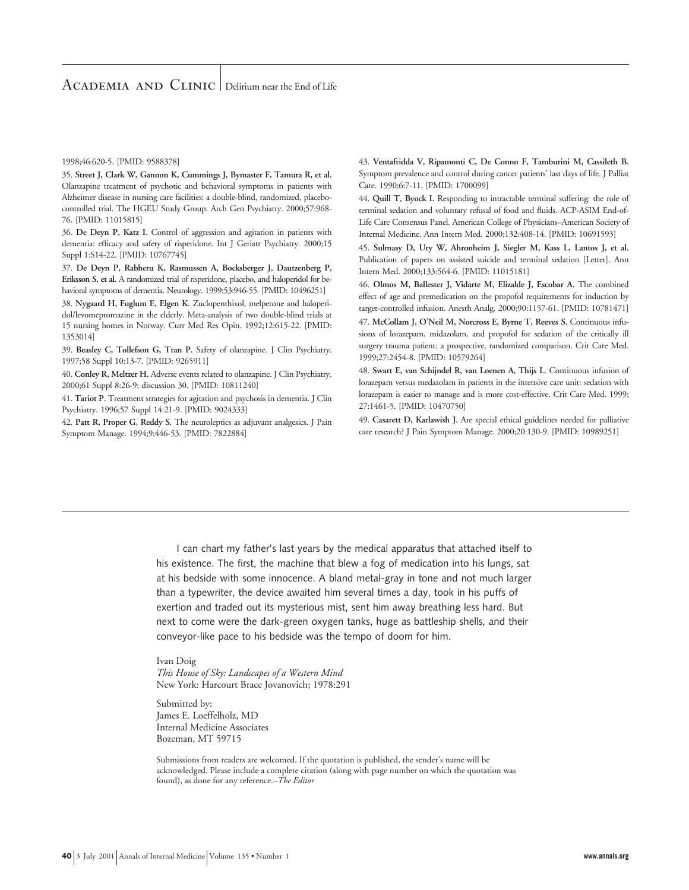1998;46:620-5. [PMID: 9588378]

35. **Street J, Clark W, Gannon K, Cummings J, Bymaster F, Tamura R, et al.** Olanzapine treatment of psychotic and behavioral symptoms in patients with Alzheimer disease in nursing care facilities: a double-blind, randomized, placebo-controlled trial. The HGEU Study Group. Arch Gen Psychiatry. 2000;57:968-76. [PMID: 11015815]

36. **De Deyn P, Katz I.** Control of aggression and agitation in patients with dementia: efficacy and safety of risperidone. Int J Geriatr Psychiatry. 2000;15 Suppl 1:S14-22. [PMID: 10767745]

37. **De Deyn P, Rabheru K, Rasmussen A, Bocksberger J, Dautzenberg P, Eriksson S, et al.** A randomized trial of risperidone, placebo, and haloperidol for behavioral symptoms of dementia. Neurology. 1999;53:946-55. [PMID: 10496251]

38. **Nygaard H, Fuglum E, Elgen K.** Zuclopenthixol, melperone and haloperidol/levomepromazine in the elderly. Meta-analysis of two double-blind trials at 15 nursing homes in Norway. Curr Med Res Opin. 1992;12:615-22. [PMID: 1353014]

39. **Beasley C, Tollefson G, Tran P.** Safety of olanzapine. J Clin Psychiatry. 1997;58 Suppl 10:13-7. [PMID: 9265911]

40. **Conley R, Meltzer H.** Adverse events related to olanzapine. J Clin Psychiatry. 2000;61 Suppl 8:26-9; discussion 30. [PMID: 10811240]

41. **Tariot P.** Treatment strategies for agitation and psychosis in dementia. J Clin Psychiatry. 1996;57 Suppl 14:21-9. [PMID: 9024333]

42. **Patt R, Proper G, Reddy S.** The neuroleptics as adjuvant analgesics. J Pain Symptom Manage. 1994;9:446-53. [PMID: 7822884]

43. **Ventafridda V, Ripamonti C, De Conno F, Tamburini M, Cassileth B.** Symptom prevalence and control during cancer patients' last days of life. J Palliat Care. 1990;6:7-11. [PMID: 1700099]

44. **Quill T, Byock I.** Responding to intractable terminal suffering: the role of terminal sedation and voluntary refusal of food and fluids. ACP-ASIM End-of-Life Care Consensus Panel. American College of Physicians–American Society of Internal Medicine. Ann Intern Med. 2000;132:408-14. [PMID: 10691593]

45. **Sulmasy D, Ury W, Ahronheim J, Siegler M, Kass L, Lantos J, et al.** Publication of papers on assisted suicide and terminal sedation [Letter]. Ann Intern Med. 2000;133:564-6. [PMID: 11015181]

46. **Olmos M, Ballester J, Vidarte M, Elizalde J, Escobar A.** The combined effect of age and premedication on the propofol requirements for induction by target-controlled infusion. Anesth Analg. 2000;90:1157-61. [PMID: 10781471]

47. **McCollam J, O'Neil M, Norcross E, Byrne T, Reeves S.** Continuous infusions of lorazepam, midazolam, and propofol for sedation of the critically ill surgery trauma patient: a prospective, randomized comparison. Crit Care Med. 1999;27:2454-8. [PMID: 10579264]

48. **Swart E, van Schijndel R, van Loenen A, Thijs L.** Continuous infusion of lorazepam versus medazolam in patients in the intensive care unit: sedation with lorazepam is easier to manage and is more cost-effective. Crit Care Med. 1999; 27:1461-5. [PMID: 10470750]

49. **Casarett D, Karlawish J.** Are special ethical guidelines needed for palliative care research? J Pain Symptom Manage. 2000;20:130-9. [PMID: 10989251]

---

I can chart my father's last years by the medical apparatus that attached itself to his existence. The first, the machine that blew a fog of medication into his lungs, sat at his bedside with some innocence. A bland metal-gray in tone and not much larger than a typewriter, the device awaited him several times a day, took in his puffs of exertion and traded out its mysterious mist, sent him away breathing less hard. But next to come were the dark-green oxygen tanks, huge as battleship shells, and their conveyor-like pace to his bedside was the tempo of doom for him.

Ivan Doig
*This House of Sky: Landscapes of a Western Mind*
New York: Harcourt Brace Jovanovich; 1978:291

Submitted by:
James E. Loeffelholz, MD
Internal Medicine Associates
Bozeman, MT 59715

Submissions from readers are welcomed. If the quotation is published, the sender's name will be acknowledged. Please include a complete citation (along with page number on which the quotation was found), as done for any reference.–*The Editor*